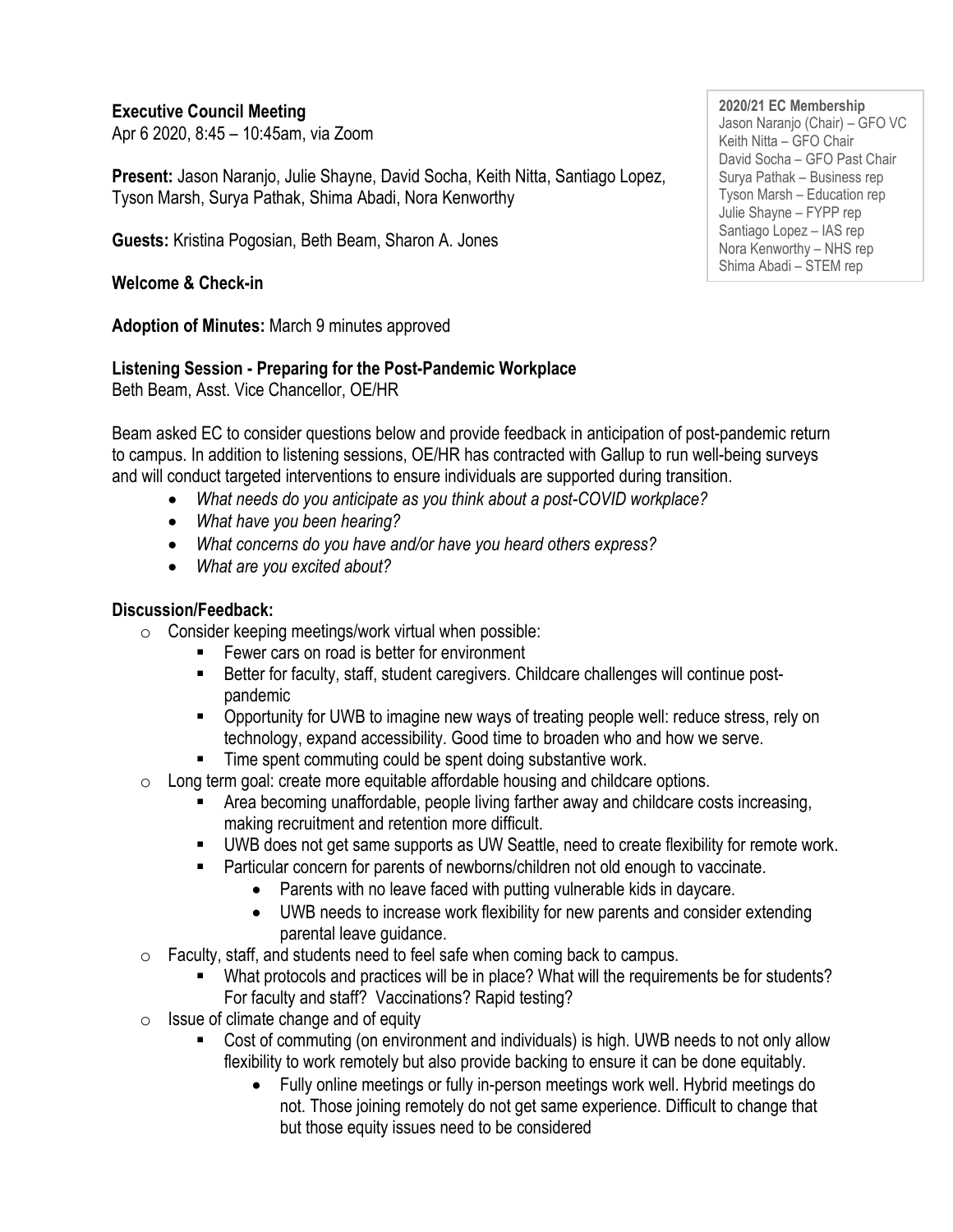**Executive Council Meeting**
Apr 6 2020, 8:45 – 10:45am, via Zoom

**2020/21 EC Membership**
Jason Naranjo (Chair) – GFO VC
Keith Nitta – GFO Chair
David Socha – GFO Past Chair
Surya Pathak – Business rep
Tyson Marsh – Education rep
Julie Shayne – FYPP rep
Santiago Lopez – IAS rep
Nora Kenworthy – NHS rep
Shima Abadi – STEM rep

**Present:** Jason Naranjo, Julie Shayne, David Socha, Keith Nitta, Santiago Lopez, Tyson Marsh, Surya Pathak, Shima Abadi, Nora Kenworthy

**Guests:** Kristina Pogosian, Beth Beam, Sharon A. Jones

**Welcome & Check-in**

**Adoption of Minutes:** March 9 minutes approved

**Listening Session - Preparing for the Post-Pandemic Workplace**
Beth Beam, Asst. Vice Chancellor, OE/HR

Beam asked EC to consider questions below and provide feedback in anticipation of post-pandemic return to campus. In addition to listening sessions, OE/HR has contracted with Gallup to run well-being surveys and will conduct targeted interventions to ensure individuals are supported during transition.

- *What needs do you anticipate as you think about a post-COVID workplace?*
- *What have you been hearing?*
- *What concerns do you have and/or have you heard others express?*
- *What are you excited about?*

**Discussion/Feedback:**

- Consider keeping meetings/work virtual when possible:
  - Fewer cars on road is better for environment
  - Better for faculty, staff, student caregivers. Childcare challenges will continue post-pandemic
  - Opportunity for UWB to imagine new ways of treating people well: reduce stress, rely on technology, expand accessibility. Good time to broaden who and how we serve.
  - Time spent commuting could be spent doing substantive work.
- Long term goal: create more equitable affordable housing and childcare options.
  - Area becoming unaffordable, people living farther away and childcare costs increasing, making recruitment and retention more difficult.
  - UWB does not get same supports as UW Seattle, need to create flexibility for remote work.
  - Particular concern for parents of newborns/children not old enough to vaccinate.
    - Parents with no leave faced with putting vulnerable kids in daycare.
    - UWB needs to increase work flexibility for new parents and consider extending parental leave guidance.
- Faculty, staff, and students need to feel safe when coming back to campus.
  - What protocols and practices will be in place? What will the requirements be for students? For faculty and staff? Vaccinations? Rapid testing?
- Issue of climate change and of equity
  - Cost of commuting (on environment and individuals) is high. UWB needs to not only allow flexibility to work remotely but also provide backing to ensure it can be done equitably.
    - Fully online meetings or fully in-person meetings work well. Hybrid meetings do not. Those joining remotely do not get same experience. Difficult to change that but those equity issues need to be considered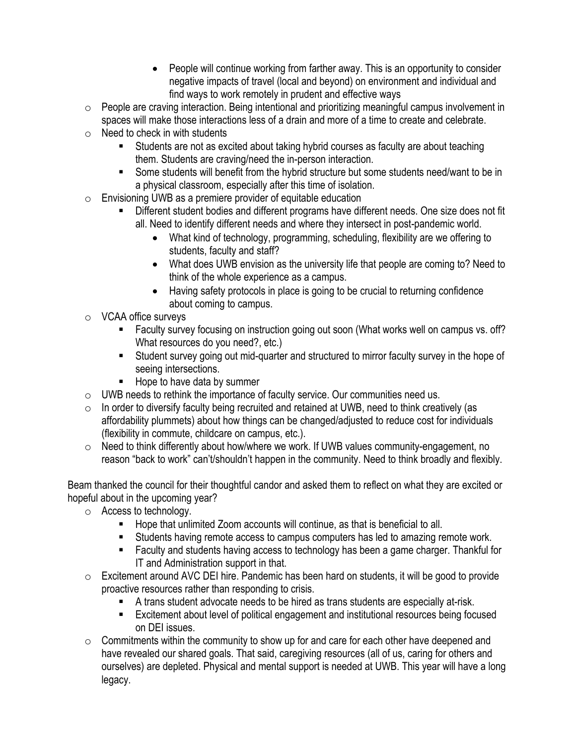- People will continue working from farther away. This is an opportunity to consider negative impacts of travel (local and beyond) on environment and individual and find ways to work remotely in prudent and effective ways
- People are craving interaction. Being intentional and prioritizing meaningful campus involvement in spaces will make those interactions less of a drain and more of a time to create and celebrate.
- Need to check in with students
    - Students are not as excited about taking hybrid courses as faculty are about teaching them. Students are craving/need the in-person interaction.
    - Some students will benefit from the hybrid structure but some students need/want to be in a physical classroom, especially after this time of isolation.
- Envisioning UWB as a premiere provider of equitable education
    - Different student bodies and different programs have different needs. One size does not fit all. Need to identify different needs and where they intersect in post-pandemic world.
        - What kind of technology, programming, scheduling, flexibility are we offering to students, faculty and staff?
        - What does UWB envision as the university life that people are coming to? Need to think of the whole experience as a campus.
        - Having safety protocols in place is going to be crucial to returning confidence about coming to campus.
- VCAA office surveys
    - Faculty survey focusing on instruction going out soon (What works well on campus vs. off? What resources do you need?, etc.)
    - Student survey going out mid-quarter and structured to mirror faculty survey in the hope of seeing intersections.
    - Hope to have data by summer
- UWB needs to rethink the importance of faculty service. Our communities need us.
- In order to diversify faculty being recruited and retained at UWB, need to think creatively (as affordability plummets) about how things can be changed/adjusted to reduce cost for individuals (flexibility in commute, childcare on campus, etc.).
- Need to think differently about how/where we work. If UWB values community-engagement, no reason "back to work" can't/shouldn't happen in the community. Need to think broadly and flexibly.

Beam thanked the council for their thoughtful candor and asked them to reflect on what they are excited or hopeful about in the upcoming year?

- Access to technology.
    - Hope that unlimited Zoom accounts will continue, as that is beneficial to all.
    - Students having remote access to campus computers has led to amazing remote work.
    - Faculty and students having access to technology has been a game charger. Thankful for IT and Administration support in that.
- Excitement around AVC DEI hire. Pandemic has been hard on students, it will be good to provide proactive resources rather than responding to crisis.
    - A trans student advocate needs to be hired as trans students are especially at-risk.
    - Excitement about level of political engagement and institutional resources being focused on DEI issues.
- Commitments within the community to show up for and care for each other have deepened and have revealed our shared goals. That said, caregiving resources (all of us, caring for others and ourselves) are depleted. Physical and mental support is needed at UWB. This year will have a long legacy.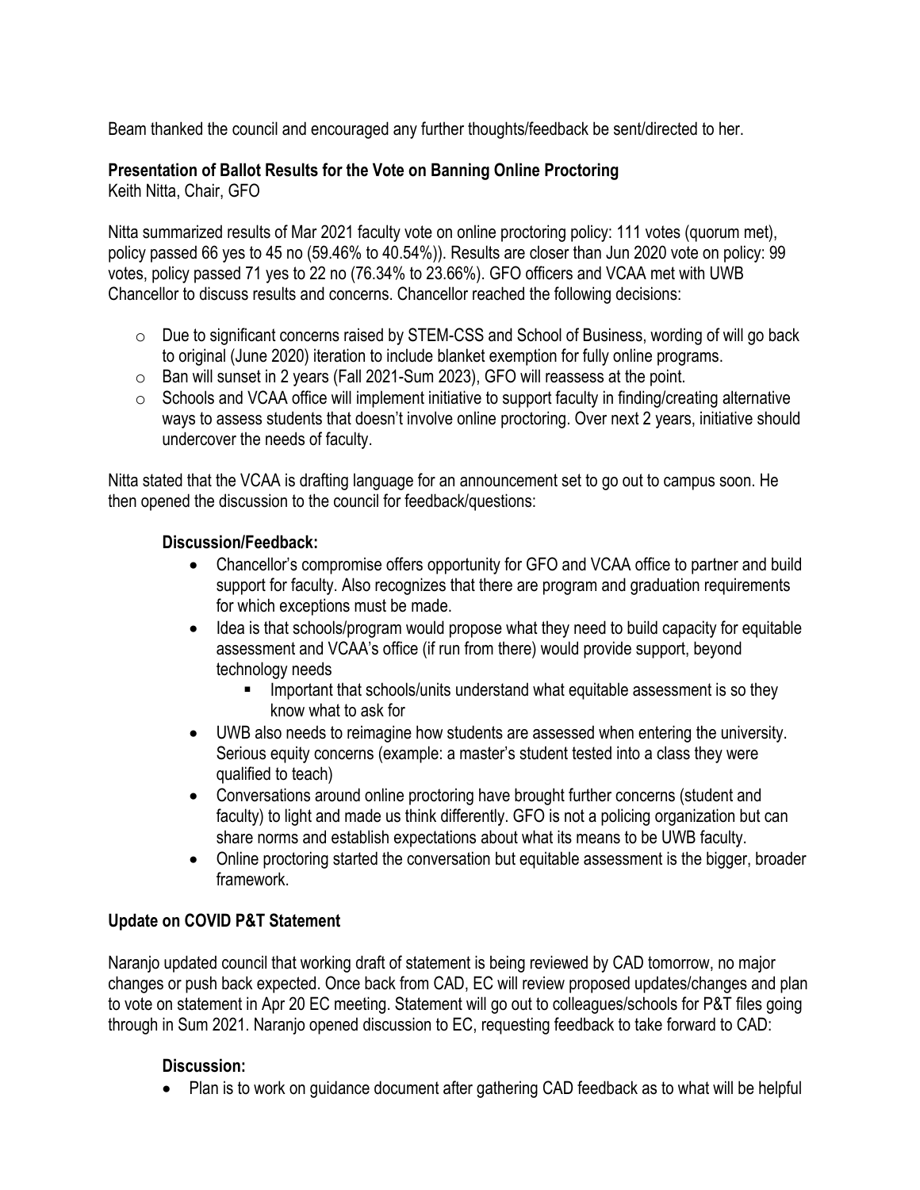Beam thanked the council and encouraged any further thoughts/feedback be sent/directed to her.

**Presentation of Ballot Results for the Vote on Banning Online Proctoring**
Keith Nitta, Chair, GFO

Nitta summarized results of Mar 2021 faculty vote on online proctoring policy: 111 votes (quorum met), policy passed 66 yes to 45 no (59.46% to 40.54%)). Results are closer than Jun 2020 vote on policy: 99 votes, policy passed 71 yes to 22 no (76.34% to 23.66%). GFO officers and VCAA met with UWB Chancellor to discuss results and concerns. Chancellor reached the following decisions:

- Due to significant concerns raised by STEM-CSS and School of Business, wording of will go back to original (June 2020) iteration to include blanket exemption for fully online programs.
- Ban will sunset in 2 years (Fall 2021-Sum 2023), GFO will reassess at the point.
- Schools and VCAA office will implement initiative to support faculty in finding/creating alternative ways to assess students that doesn't involve online proctoring. Over next 2 years, initiative should undercover the needs of faculty.

Nitta stated that the VCAA is drafting language for an announcement set to go out to campus soon. He then opened the discussion to the council for feedback/questions:

**Discussion/Feedback:**

- Chancellor's compromise offers opportunity for GFO and VCAA office to partner and build support for faculty. Also recognizes that there are program and graduation requirements for which exceptions must be made.
- Idea is that schools/program would propose what they need to build capacity for equitable assessment and VCAA's office (if run from there) would provide support, beyond technology needs
  - Important that schools/units understand what equitable assessment is so they know what to ask for
- UWB also needs to reimagine how students are assessed when entering the university. Serious equity concerns (example: a master's student tested into a class they were qualified to teach)
- Conversations around online proctoring have brought further concerns (student and faculty) to light and made us think differently. GFO is not a policing organization but can share norms and establish expectations about what its means to be UWB faculty.
- Online proctoring started the conversation but equitable assessment is the bigger, broader framework.

**Update on COVID P&T Statement**

Naranjo updated council that working draft of statement is being reviewed by CAD tomorrow, no major changes or push back expected. Once back from CAD, EC will review proposed updates/changes and plan to vote on statement in Apr 20 EC meeting. Statement will go out to colleagues/schools for P&T files going through in Sum 2021. Naranjo opened discussion to EC, requesting feedback to take forward to CAD:

**Discussion:**

- Plan is to work on guidance document after gathering CAD feedback as to what will be helpful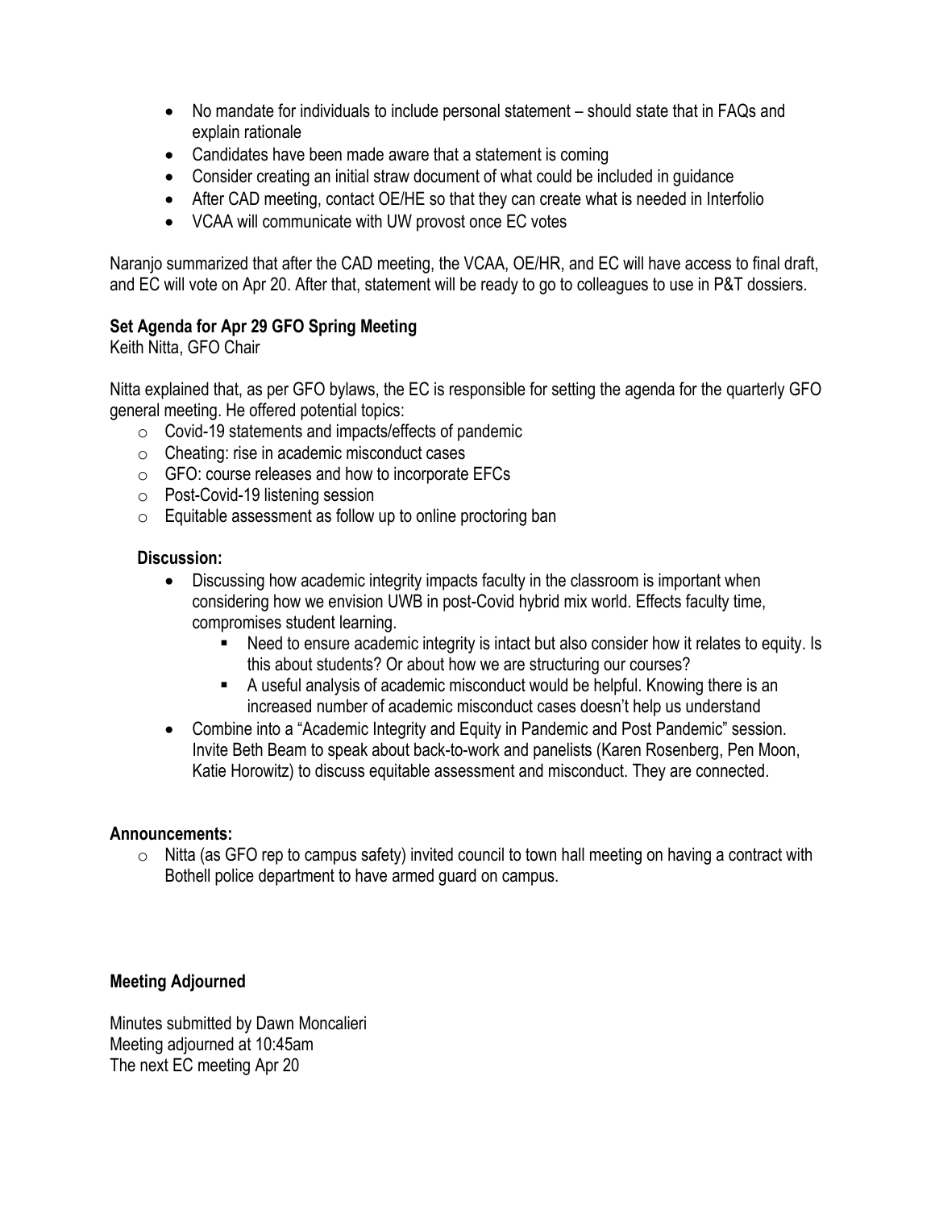- No mandate for individuals to include personal statement – should state that in FAQs and explain rationale
- Candidates have been made aware that a statement is coming
- Consider creating an initial straw document of what could be included in guidance
- After CAD meeting, contact OE/HE so that they can create what is needed in Interfolio
- VCAA will communicate with UW provost once EC votes

Naranjo summarized that after the CAD meeting, the VCAA, OE/HR, and EC will have access to final draft, and EC will vote on Apr 20. After that, statement will be ready to go to colleagues to use in P&T dossiers.

**Set Agenda for Apr 29 GFO Spring Meeting**
Keith Nitta, GFO Chair

Nitta explained that, as per GFO bylaws, the EC is responsible for setting the agenda for the quarterly GFO general meeting. He offered potential topics:

- Covid-19 statements and impacts/effects of pandemic
- Cheating: rise in academic misconduct cases
- GFO: course releases and how to incorporate EFCs
- Post-Covid-19 listening session
- Equitable assessment as follow up to online proctoring ban

**Discussion:**

- Discussing how academic integrity impacts faculty in the classroom is important when considering how we envision UWB in post-Covid hybrid mix world. Effects faculty time, compromises student learning.
  - Need to ensure academic integrity is intact but also consider how it relates to equity. Is this about students? Or about how we are structuring our courses?
  - A useful analysis of academic misconduct would be helpful. Knowing there is an increased number of academic misconduct cases doesn't help us understand
- Combine into a "Academic Integrity and Equity in Pandemic and Post Pandemic" session. Invite Beth Beam to speak about back-to-work and panelists (Karen Rosenberg, Pen Moon, Katie Horowitz) to discuss equitable assessment and misconduct. They are connected.

**Announcements:**

- Nitta (as GFO rep to campus safety) invited council to town hall meeting on having a contract with Bothell police department to have armed guard on campus.

**Meeting Adjourned**

Minutes submitted by Dawn Moncalieri
Meeting adjourned at 10:45am
The next EC meeting Apr 20